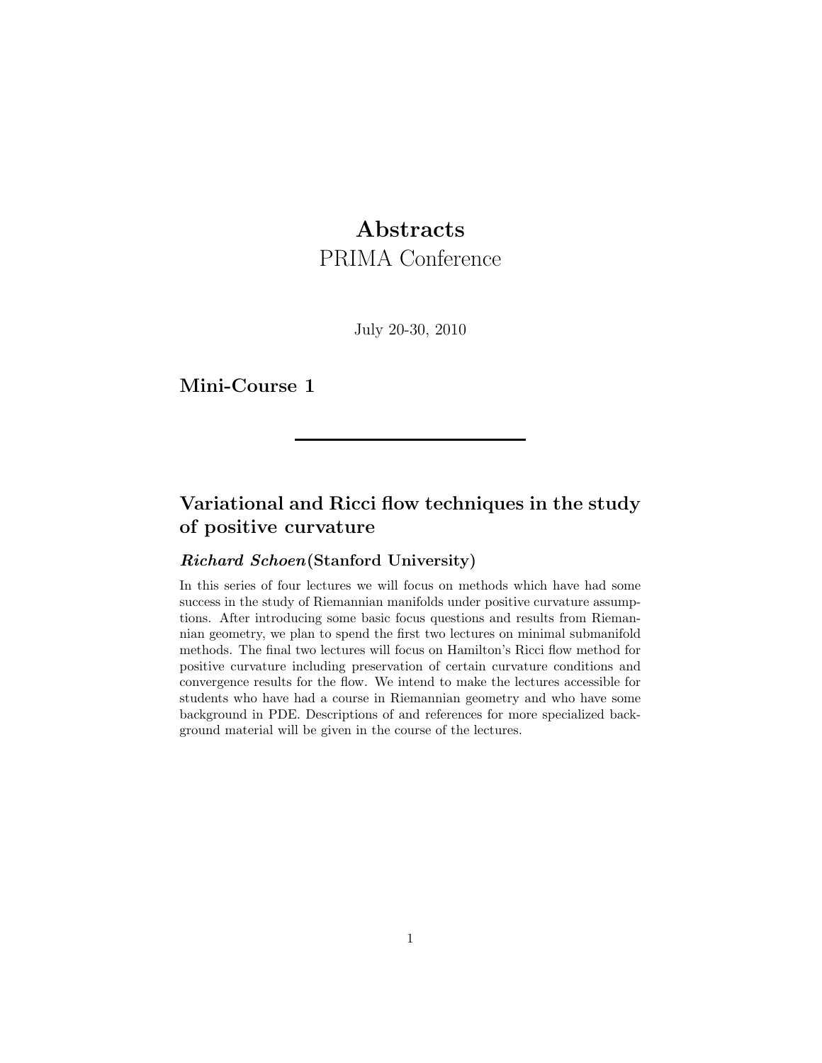# Abstracts

PRIMA Conference

July 20-30, 2010

## Mini-Course 1

---

### Variational and Ricci flow techniques in the study of positive curvature

#### *Richard Schoen* (Stanford University)

In this series of four lectures we will focus on methods which have had some success in the study of Riemannian manifolds under positive curvature assumptions. After introducing some basic focus questions and results from Riemannian geometry, we plan to spend the first two lectures on minimal submanifold methods. The final two lectures will focus on Hamilton's Ricci flow method for positive curvature including preservation of certain curvature conditions and convergence results for the flow. We intend to make the lectures accessible for students who have had a course in Riemannian geometry and who have some background in PDE. Descriptions of and references for more specialized background material will be given in the course of the lectures.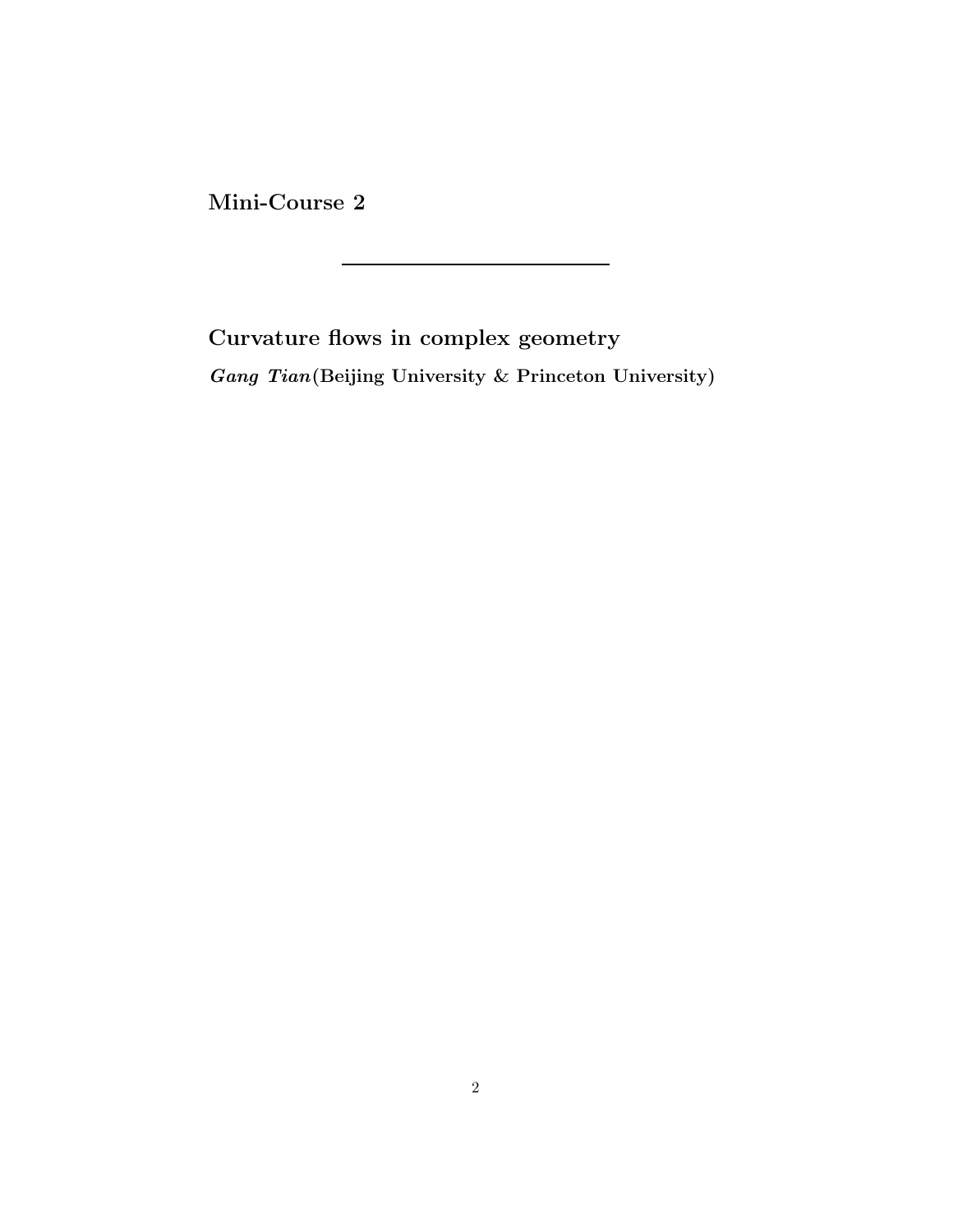## Mini-Course 2

---

## Curvature flows in complex geometry

***Gang Tian*** **(Beijing University & Princeton University)**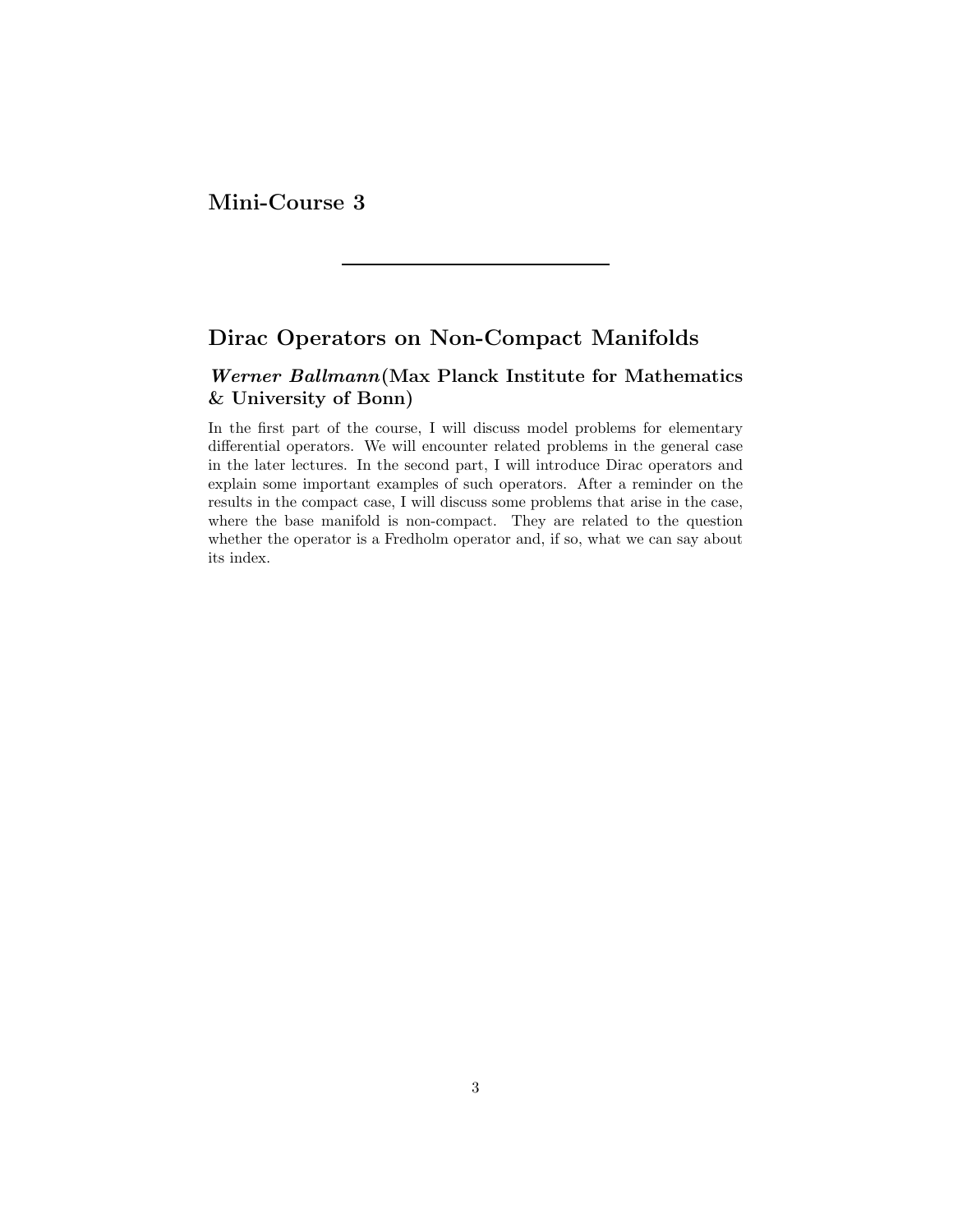## Mini-Course 3

---

## Dirac Operators on Non-Compact Manifolds

### ***Werner Ballmann***(Max Planck Institute for Mathematics & University of Bonn)

In the first part of the course, I will discuss model problems for elementary differential operators. We will encounter related problems in the general case in the later lectures. In the second part, I will introduce Dirac operators and explain some important examples of such operators. After a reminder on the results in the compact case, I will discuss some problems that arise in the case, where the base manifold is non-compact. They are related to the question whether the operator is a Fredholm operator and, if so, what we can say about its index.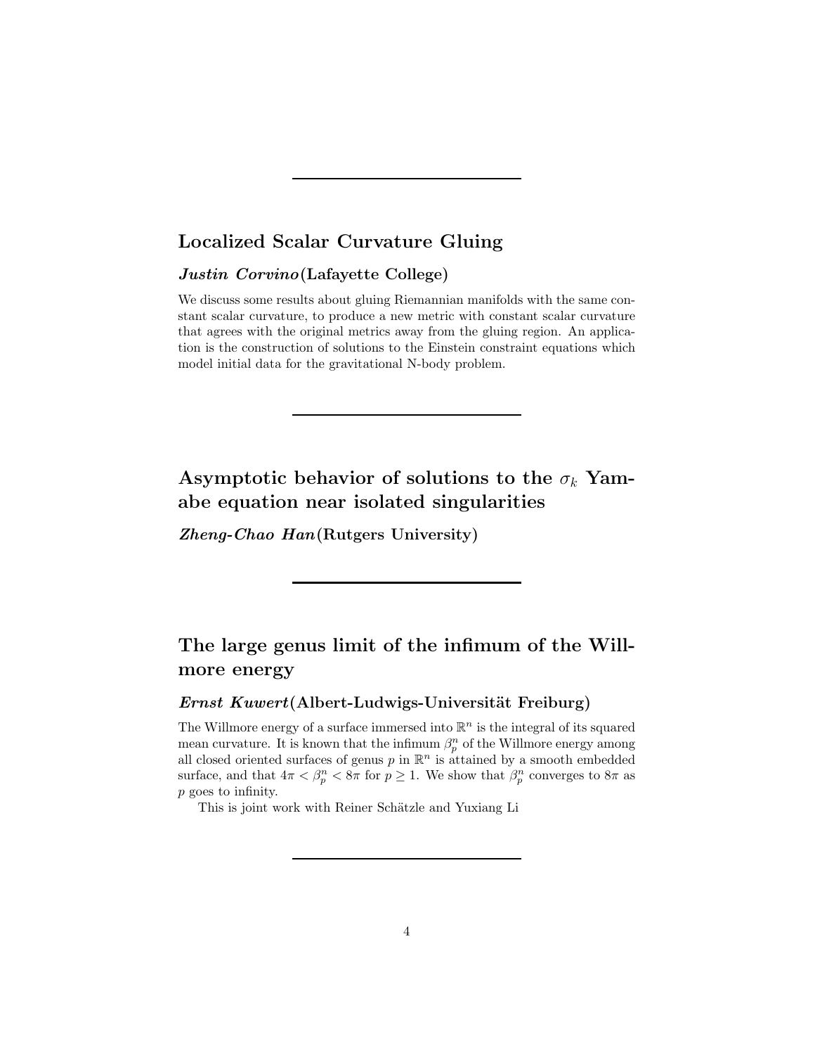---

## Localized Scalar Curvature Gluing

### ***Justin Corvino*** (Lafayette College)

We discuss some results about gluing Riemannian manifolds with the same constant scalar curvature, to produce a new metric with constant scalar curvature that agrees with the original metrics away from the gluing region. An application is the construction of solutions to the Einstein constraint equations which model initial data for the gravitational N-body problem.

---

## Asymptotic behavior of solutions to the $\sigma_k$ Yamabe equation near isolated singularities

### ***Zheng-Chao Han*** (Rutgers University)

---

## The large genus limit of the infimum of the Willmore energy

### ***Ernst Kuwert*** (Albert-Ludwigs-Universität Freiburg)

The Willmore energy of a surface immersed into $\mathbb{R}^n$ is the integral of its squared mean curvature. It is known that the infimum $\beta_p^n$ of the Willmore energy among all closed oriented surfaces of genus $p$ in $\mathbb{R}^n$ is attained by a smooth embedded surface, and that $4\pi < \beta_p^n < 8\pi$ for $p \geq 1$. We show that $\beta_p^n$ converges to $8\pi$ as $p$ goes to infinity.

This is joint work with Reiner Schätzle and Yuxiang Li

---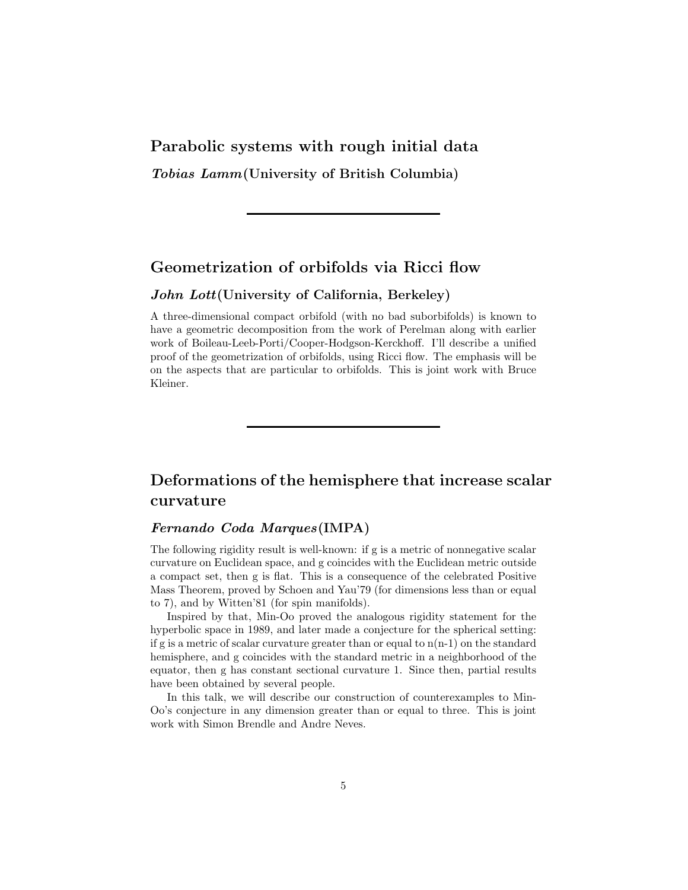## Parabolic systems with rough initial data

***Tobias Lamm*** **(University of British Columbia)**

---

## Geometrization of orbifolds via Ricci flow

### ***John Lott*** **(University of California, Berkeley)**

A three-dimensional compact orbifold (with no bad suborbifolds) is known to have a geometric decomposition from the work of Perelman along with earlier work of Boileau-Leeb-Porti/Cooper-Hodgson-Kerckhoff. I'll describe a unified proof of the geometrization of orbifolds, using Ricci flow. The emphasis will be on the aspects that are particular to orbifolds. This is joint work with Bruce Kleiner.

---

## Deformations of the hemisphere that increase scalar curvature

### ***Fernando Coda Marques*** **(IMPA)**

The following rigidity result is well-known: if g is a metric of nonnegative scalar curvature on Euclidean space, and g coincides with the Euclidean metric outside a compact set, then g is flat. This is a consequence of the celebrated Positive Mass Theorem, proved by Schoen and Yau'79 (for dimensions less than or equal to 7), and by Witten'81 (for spin manifolds).

Inspired by that, Min-Oo proved the analogous rigidity statement for the hyperbolic space in 1989, and later made a conjecture for the spherical setting: if g is a metric of scalar curvature greater than or equal to n(n-1) on the standard hemisphere, and g coincides with the standard metric in a neighborhood of the equator, then g has constant sectional curvature 1. Since then, partial results have been obtained by several people.

In this talk, we will describe our construction of counterexamples to Min-Oo's conjecture in any dimension greater than or equal to three. This is joint work with Simon Brendle and Andre Neves.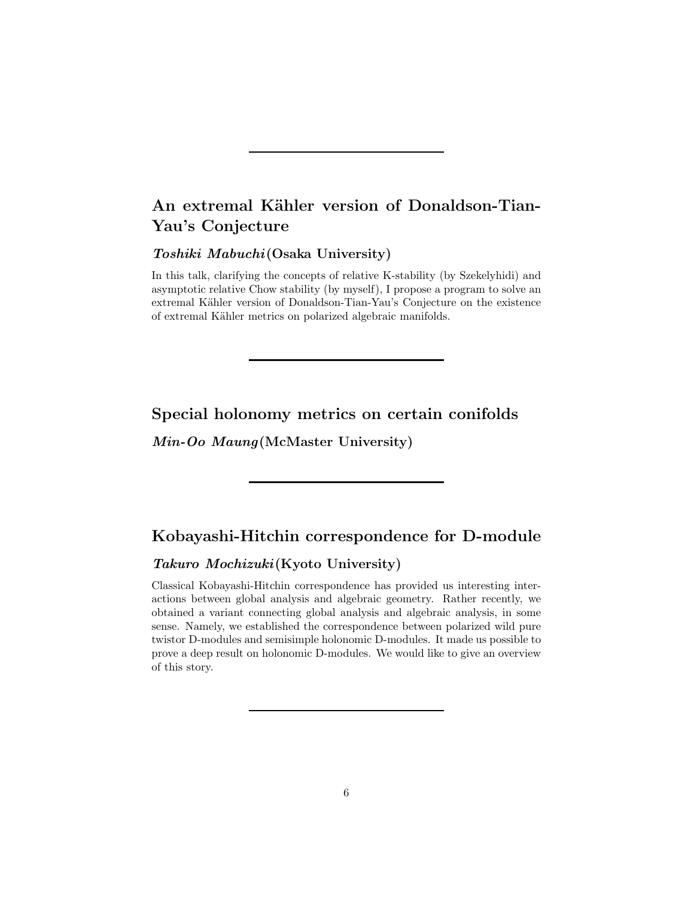---

## An extremal Kähler version of Donaldson-Tian-Yau's Conjecture

### *Toshiki Mabuchi* (Osaka University)

In this talk, clarifying the concepts of relative K-stability (by Szekelyhidi) and asymptotic relative Chow stability (by myself), I propose a program to solve an extremal Kähler version of Donaldson-Tian-Yau's Conjecture on the existence of extremal Kähler metrics on polarized algebraic manifolds.

---

## Special holonomy metrics on certain conifolds

### *Min-Oo Maung* (McMaster University)

---

## Kobayashi-Hitchin correspondence for D-module

### *Takuro Mochizuki* (Kyoto University)

Classical Kobayashi-Hitchin correspondence has provided us interesting interactions between global analysis and algebraic geometry. Rather recently, we obtained a variant connecting global analysis and algebraic analysis, in some sense. Namely, we established the correspondence between polarized wild pure twistor D-modules and semisimple holonomic D-modules. It made us possible to prove a deep result on holonomic D-modules. We would like to give an overview of this story.

---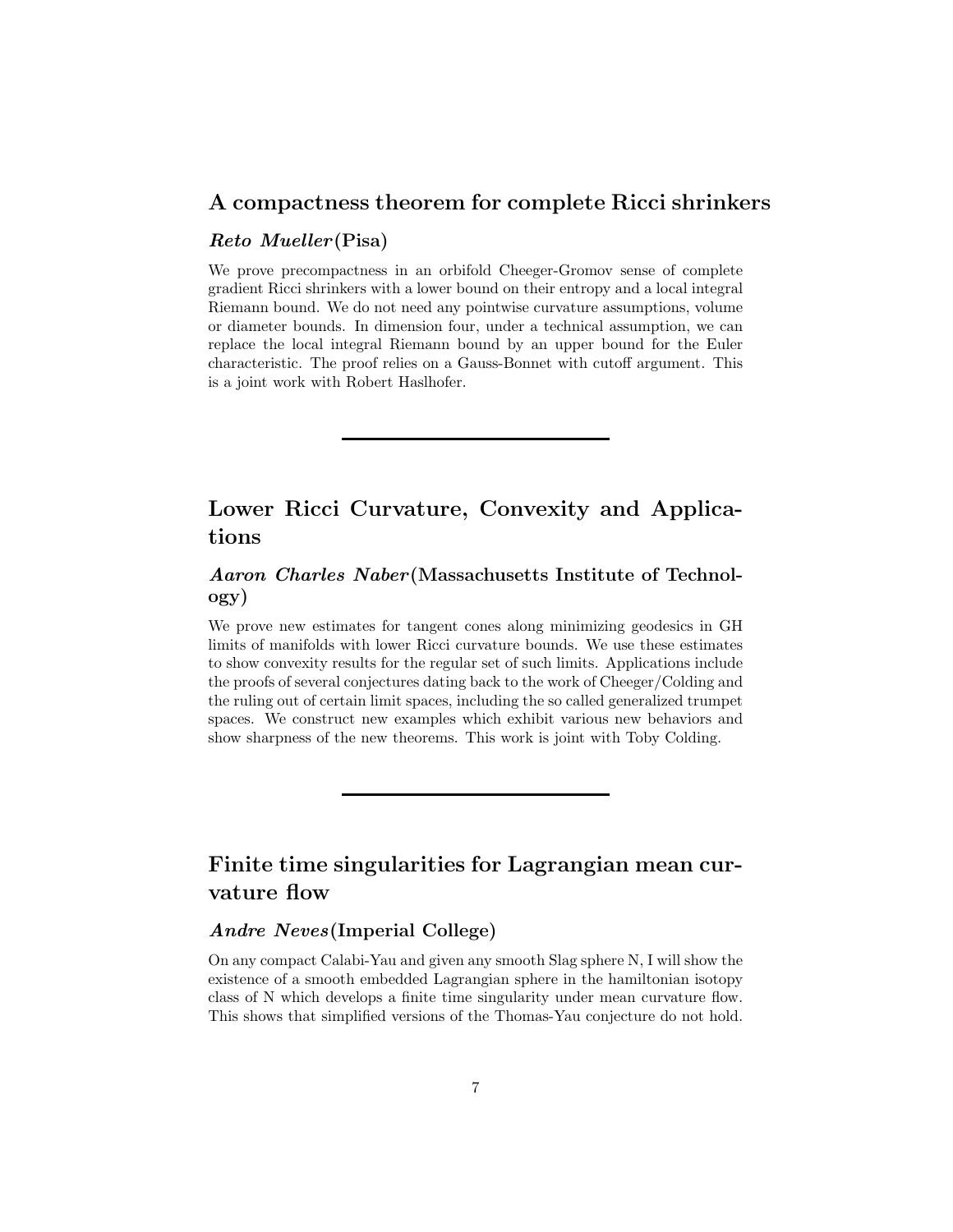## A compactness theorem for complete Ricci shrinkers

### *Reto Mueller* (Pisa)

We prove precompactness in an orbifold Cheeger-Gromov sense of complete gradient Ricci shrinkers with a lower bound on their entropy and a local integral Riemann bound. We do not need any pointwise curvature assumptions, volume or diameter bounds. In dimension four, under a technical assumption, we can replace the local integral Riemann bound by an upper bound for the Euler characteristic. The proof relies on a Gauss-Bonnet with cutoff argument. This is a joint work with Robert Haslhofer.

---

## Lower Ricci Curvature, Convexity and Applications

### *Aaron Charles Naber* (Massachusetts Institute of Technology)

We prove new estimates for tangent cones along minimizing geodesics in GH limits of manifolds with lower Ricci curvature bounds. We use these estimates to show convexity results for the regular set of such limits. Applications include the proofs of several conjectures dating back to the work of Cheeger/Colding and the ruling out of certain limit spaces, including the so called generalized trumpet spaces. We construct new examples which exhibit various new behaviors and show sharpness of the new theorems. This work is joint with Toby Colding.

---

## Finite time singularities for Lagrangian mean curvature flow

### *Andre Neves* (Imperial College)

On any compact Calabi-Yau and given any smooth Slag sphere N, I will show the existence of a smooth embedded Lagrangian sphere in the hamiltonian isotopy class of N which develops a finite time singularity under mean curvature flow. This shows that simplified versions of the Thomas-Yau conjecture do not hold.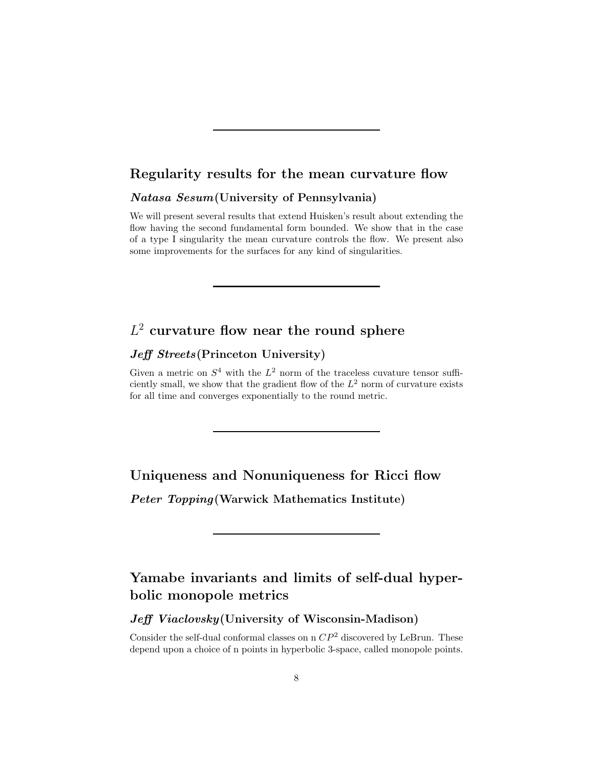---

## Regularity results for the mean curvature flow

### ***Natasa Sesum*** (University of Pennsylvania)

We will present several results that extend Huisken's result about extending the flow having the second fundamental form bounded. We show that in the case of a type I singularity the mean curvature controls the flow. We present also some improvements for the surfaces for any kind of singularities.

---

## $L^2$ curvature flow near the round sphere

### ***Jeff Streets*** (Princeton University)

Given a metric on $S^4$ with the $L^2$ norm of the traceless cuvature tensor sufficiently small, we show that the gradient flow of the $L^2$ norm of curvature exists for all time and converges exponentially to the round metric.

---

## Uniqueness and Nonuniqueness for Ricci flow

### ***Peter Topping*** (Warwick Mathematics Institute)

---

## Yamabe invariants and limits of self-dual hyperbolic monopole metrics

### ***Jeff Viaclovsky*** (University of Wisconsin-Madison)

Consider the self-dual conformal classes on n $CP^2$ discovered by LeBrun. These depend upon a choice of n points in hyperbolic 3-space, called monopole points.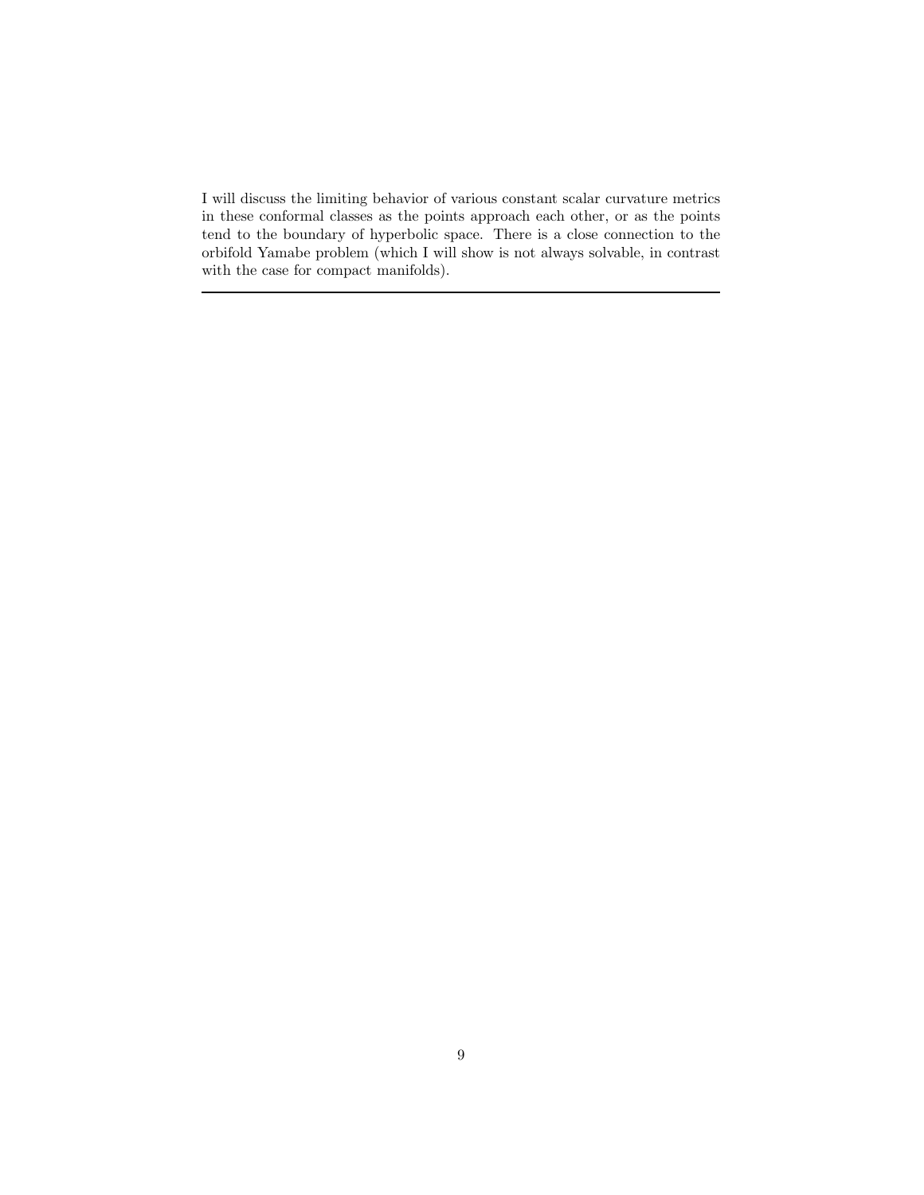I will discuss the limiting behavior of various constant scalar curvature metrics in these conformal classes as the points approach each other, or as the points tend to the boundary of hyperbolic space. There is a close connection to the orbifold Yamabe problem (which I will show is not always solvable, in contrast with the case for compact manifolds).

---